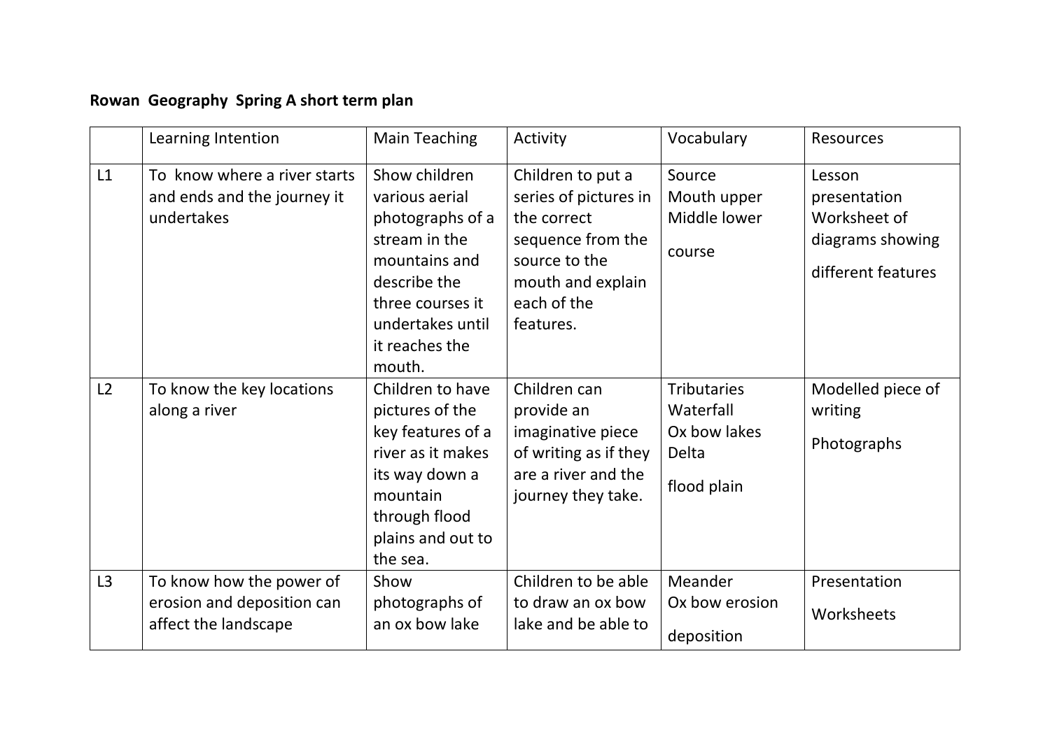**Rowan Geography Spring A short term plan**

| | Learning Intention | Main Teaching | Activity | Vocabulary | Resources |
|---|---|---|---|---|---|
| L1 | To know where a river starts and ends and the journey it undertakes | Show children various aerial photographs of a stream in the mountains and describe the three courses it undertakes until it reaches the mouth. | Children to put a series of pictures in the correct sequence from the source to the mouth and explain each of the features. | Source Mouth upper Middle lower course | Lesson presentation Worksheet of diagrams showing different features |
| L2 | To know the key locations along a river | Children to have pictures of the key features of a river as it makes its way down a mountain through flood plains and out to the sea. | Children can provide an imaginative piece of writing as if they are a river and the journey they take. | Tributaries Waterfall Ox bow lakes Delta flood plain | Modelled piece of writing Photographs |
| L3 | To know how the power of erosion and deposition can affect the landscape | Show photographs of an ox bow lake | Children to be able to draw an ox bow lake and be able to | Meander Ox bow erosion deposition | Presentation Worksheets |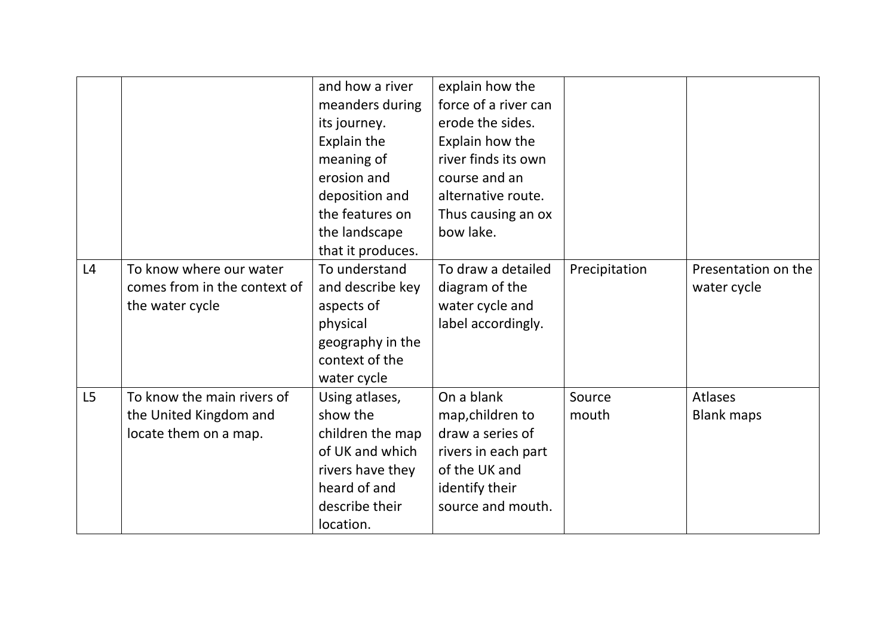| | | | | | |
|---|---|---|---|---|---|
| | | and how a river meanders during its journey. Explain the meaning of erosion and deposition and the features on the landscape that it produces. | explain how the force of a river can erode the sides. Explain how the river finds its own course and an alternative route. Thus causing an ox bow lake. | | |
| L4 | To know where our water comes from in the context of the water cycle | To understand and describe key aspects of physical geography in the context of the water cycle | To draw a detailed diagram of the water cycle and label accordingly. | Precipitation | Presentation on the water cycle |
| L5 | To know the main rivers of the United Kingdom and locate them on a map. | Using atlases, show the children the map of UK and which rivers have they heard of and describe their location. | On a blank map,children to draw a series of rivers in each part of the UK and identify their source and mouth. | Source mouth | Atlases Blank maps |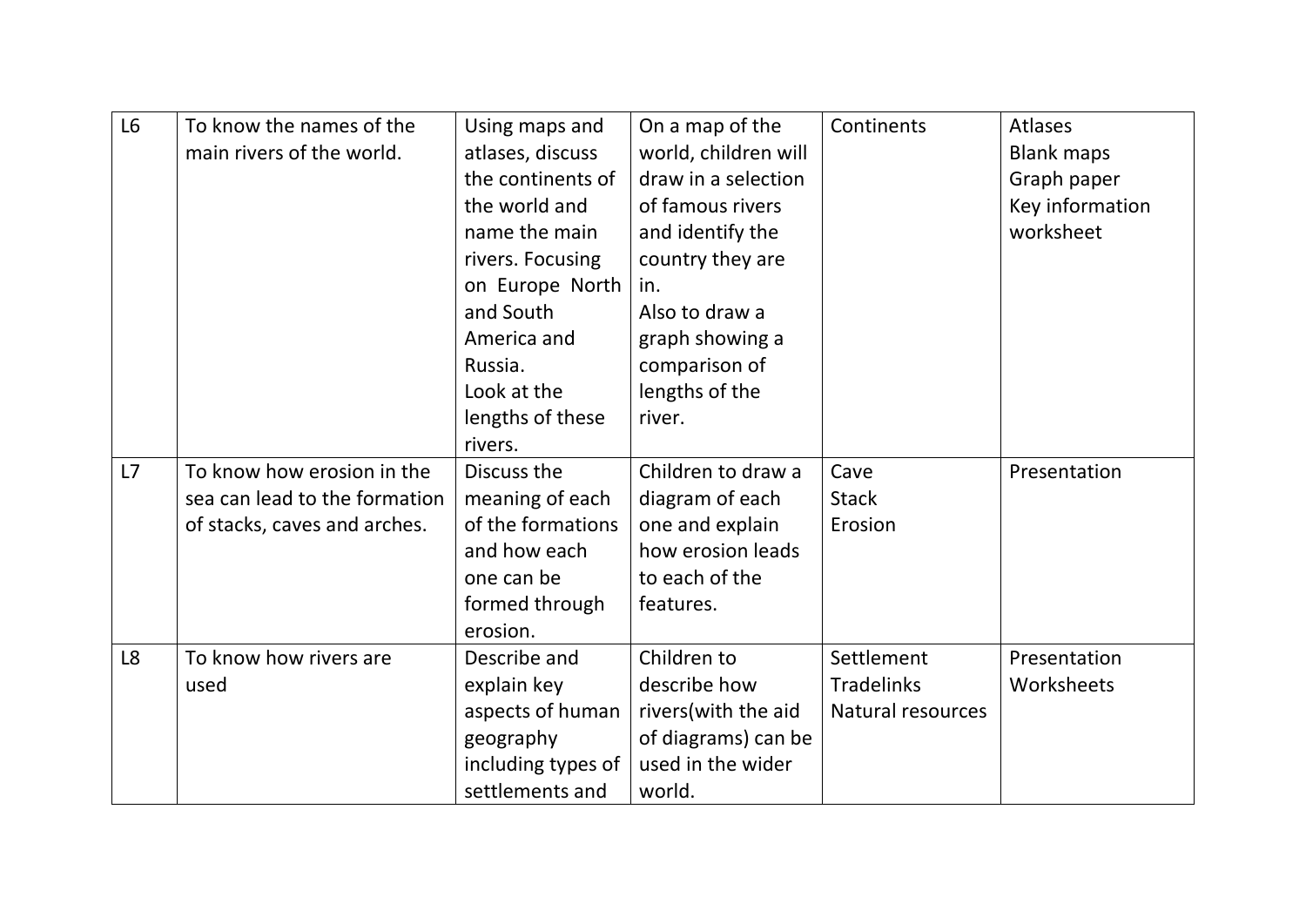| | | | | | |
|---|---|---|---|---|---|
| L6 | To know the names of the main rivers of the world. | Using maps and atlases, discuss the continents of the world and name the main rivers. Focusing on Europe North and South America and Russia.<br>Look at the lengths of these rivers. | On a map of the world, children will draw in a selection of famous rivers and identify the country they are in.<br>Also to draw a graph showing a comparison of lengths of the river. | Continents | Atlases<br>Blank maps<br>Graph paper<br>Key information worksheet |
| L7 | To know how erosion in the sea can lead to the formation of stacks, caves and arches. | Discuss the meaning of each of the formations and how each one can be formed through erosion. | Children to draw a diagram of each one and explain how erosion leads to each of the features. | Cave<br>Stack<br>Erosion | Presentation |
| L8 | To know how rivers are used | Describe and explain key aspects of human geography including types of settlements and | Children to describe how rivers(with the aid of diagrams) can be used in the wider world. | Settlement<br>Tradelinks<br>Natural resources | Presentation<br>Worksheets |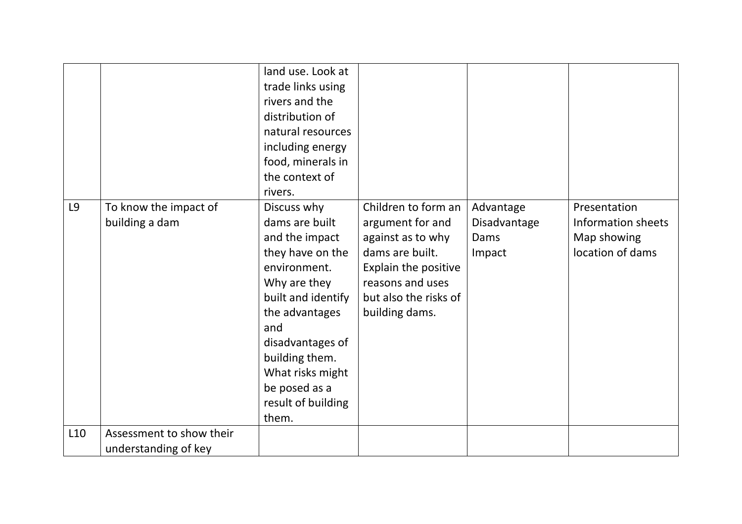|  |  |  |  |  |  |
|---|---|---|---|---|---|
|  |  | land use. Look at trade links using rivers and the distribution of natural resources including energy food, minerals in the context of rivers. |  |  |  |
| L9 | To know the impact of building a dam | Discuss why dams are built and the impact they have on the environment. Why are they built and identify the advantages and disadvantages of building them. What risks might be posed as a result of building them. | Children to form an argument for and against as to why dams are built. Explain the positive reasons and uses but also the risks of building dams. | Advantage<br>Disadvantage<br>Dams<br>Impact | Presentation<br>Information sheets<br>Map showing location of dams |
| L10 | Assessment to show their understanding of key |  |  |  |  |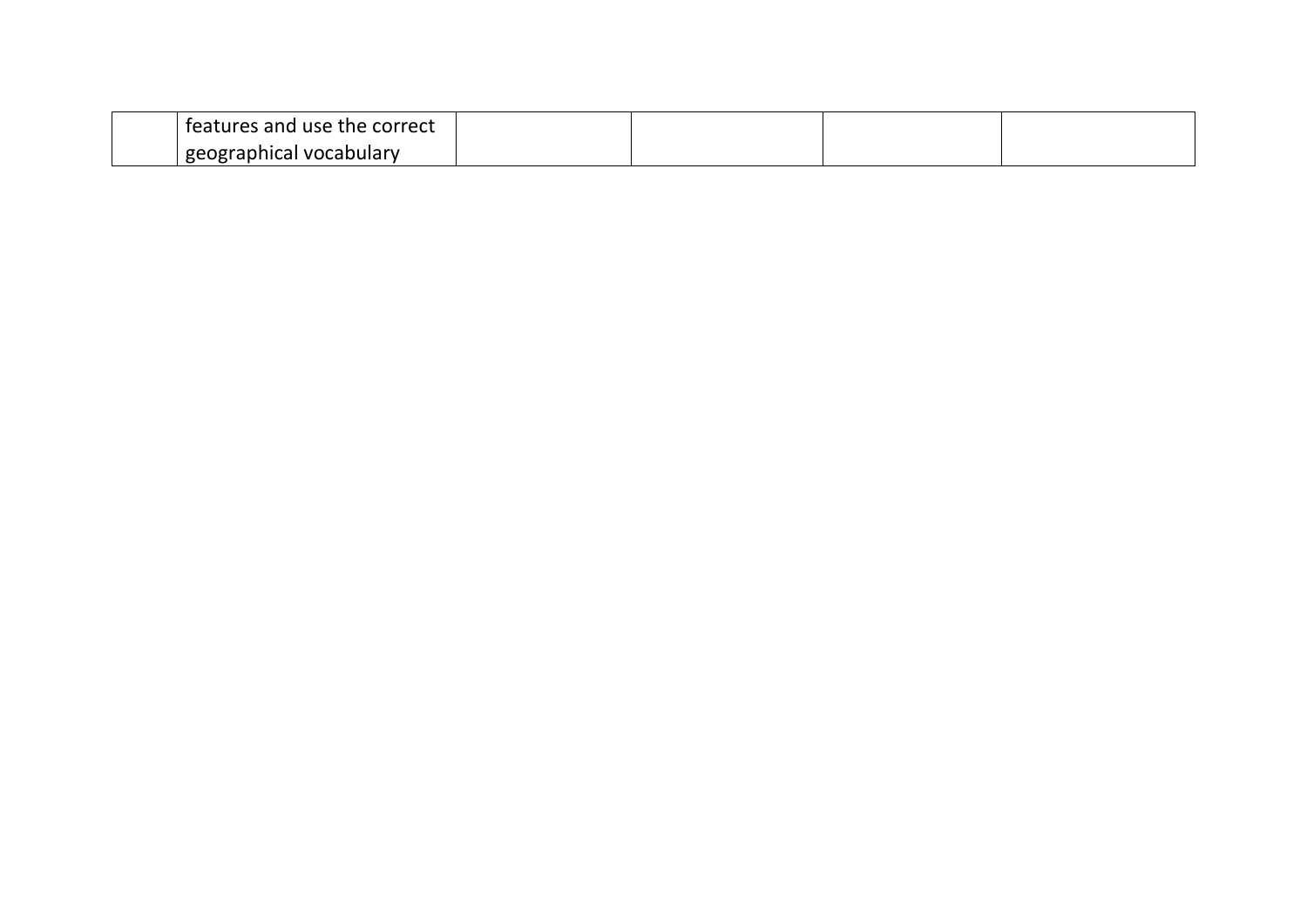| | | | | | |
|---|---|---|---|---|---|
| | features and use the correct geographical vocabulary | | | | |